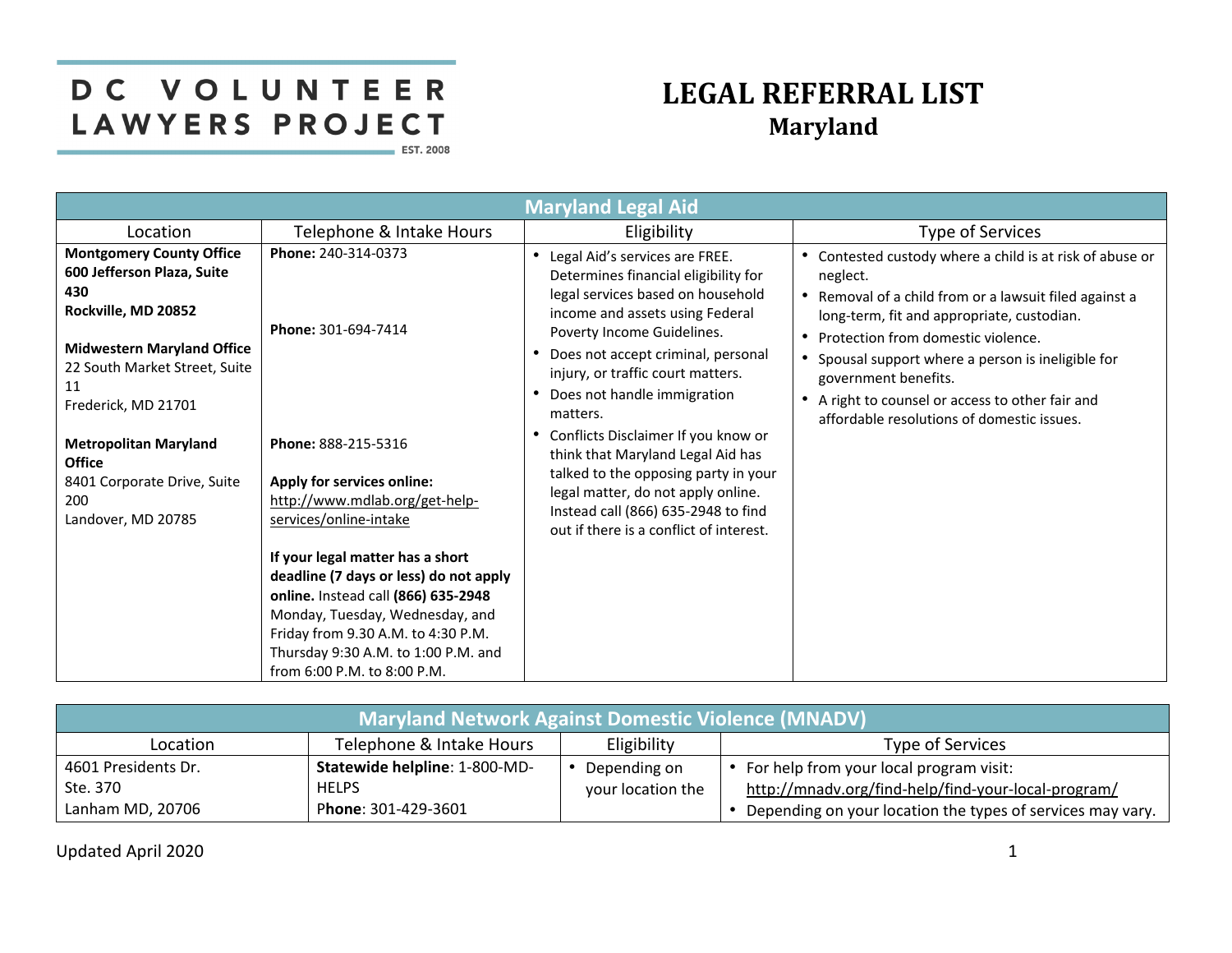DC VOLUNTEER LAWYERS PROJECT
EST. 2008

# LEGAL REFERRAL LIST
## Maryland

| Maryland Legal Aid | | | |
|---|---|---|---|
| **Location** | **Telephone & Intake Hours** | **Eligibility** | **Type of Services** |
| **Montgomery County Office** **600 Jefferson Plaza, Suite 430** **Rockville, MD 20852**<br><br>**Midwestern Maryland Office** 22 South Market Street, Suite 11 Frederick, MD 21701<br><br>**Metropolitan Maryland Office** 8401 Corporate Drive, Suite 200 Landover, MD 20785 | **Phone:** 240-314-0373<br><br>**Phone:** 301-694-7414<br><br>**Phone:** 888-215-5316<br><br>**Apply for services online:** http://www.mdlab.org/get-help-services/online-intake<br><br>**If your legal matter has a short deadline (7 days or less) do not apply online.** Instead call **(866) 635-2948** Monday, Tuesday, Wednesday, and Friday from 9.30 A.M. to 4:30 P.M. Thursday 9:30 A.M. to 1:00 P.M. and from 6:00 P.M. to 8:00 P.M. | • Legal Aid's services are FREE. Determines financial eligibility for legal services based on household income and assets using Federal Poverty Income Guidelines.<br>• Does not accept criminal, personal injury, or traffic court matters.<br>• Does not handle immigration matters.<br>• Conflicts Disclaimer If you know or think that Maryland Legal Aid has talked to the opposing party in your legal matter, do not apply online. Instead call (866) 635-2948 to find out if there is a conflict of interest. | • Contested custody where a child is at risk of abuse or neglect.<br>• Removal of a child from or a lawsuit filed against a long-term, fit and appropriate, custodian.<br>• Protection from domestic violence.<br>• Spousal support where a person is ineligible for government benefits.<br>• A right to counsel or access to other fair and affordable resolutions of domestic issues. |

| Maryland Network Against Domestic Violence (MNADV) | | | |
|---|---|---|---|
| **Location** | **Telephone & Intake Hours** | **Eligibility** | **Type of Services** |
| 4601 Presidents Dr.<br>Ste. 370<br>Lanham MD, 20706 | **Statewide helpline**: 1-800-MD-HELPS<br>**Phone**: 301-429-3601 | • Depending on your location the | • For help from your local program visit: http://mnadv.org/find-help/find-your-local-program/<br>• Depending on your location the types of services may vary. |

Updated April 2020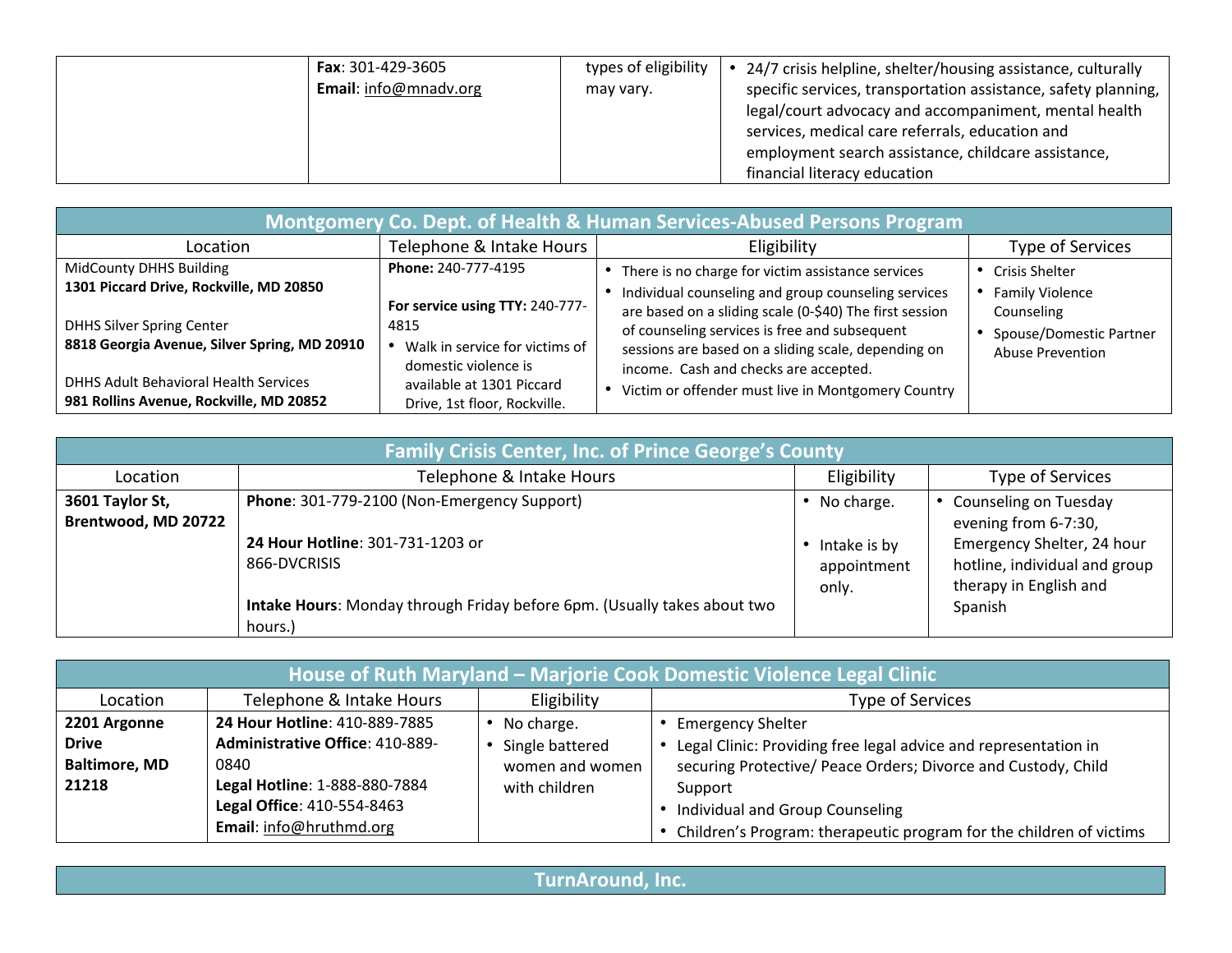| | **Fax**: 301-429-3605<br>**Email**: info@mnadv.org | types of eligibility may vary. | • 24/7 crisis helpline, shelter/housing assistance, culturally specific services, transportation assistance, safety planning, legal/court advocacy and accompaniment, mental health services, medical care referrals, education and employment search assistance, childcare assistance, financial literacy education |
|---|---|---|---|

## Montgomery Co. Dept. of Health & Human Services-Abused Persons Program

| Location | Telephone & Intake Hours | Eligibility | Type of Services |
|---|---|---|---|
| MidCounty DHHS Building<br>**1301 Piccard Drive, Rockville, MD 20850**<br><br>DHHS Silver Spring Center<br>**8818 Georgia Avenue, Silver Spring, MD 20910**<br><br>DHHS Adult Behavioral Health Services<br>**981 Rollins Avenue, Rockville, MD 20852** | **Phone:** 240-777-4195<br><br>**For service using TTY:** 240-777-4815<br>• Walk in service for victims of domestic violence is available at 1301 Piccard Drive, 1st floor, Rockville. | • There is no charge for victim assistance services<br>• Individual counseling and group counseling services are based on a sliding scale (0-$40) The first session of counseling services is free and subsequent sessions are based on a sliding scale, depending on income. Cash and checks are accepted.<br>• Victim or offender must live in Montgomery Country | • Crisis Shelter<br>• Family Violence Counseling<br>• Spouse/Domestic Partner Abuse Prevention |

## Family Crisis Center, Inc. of Prince George's County

| Location | Telephone & Intake Hours | Eligibility | Type of Services |
|---|---|---|---|
| **3601 Taylor St, Brentwood, MD 20722** | **Phone**: 301-779-2100 (Non-Emergency Support)<br><br>**24 Hour Hotline**: 301-731-1203 or 866-DVCRISIS<br><br>**Intake Hours**: Monday through Friday before 6pm. (Usually takes about two hours.) | • No charge.<br><br>• Intake is by appointment only. | • Counseling on Tuesday evening from 6-7:30, Emergency Shelter, 24 hour hotline, individual and group therapy in English and Spanish |

## House of Ruth Maryland – Marjorie Cook Domestic Violence Legal Clinic

| Location | Telephone & Intake Hours | Eligibility | Type of Services |
|---|---|---|---|
| **2201 Argonne Drive Baltimore, MD 21218** | **24 Hour Hotline**: 410-889-7885<br>**Administrative Office**: 410-889-0840<br>**Legal Hotline**: 1-888-880-7884<br>**Legal Office**: 410-554-8463<br>**Email**: info@hruthmd.org | • No charge.<br>• Single battered women and women with children | • Emergency Shelter<br>• Legal Clinic: Providing free legal advice and representation in securing Protective/ Peace Orders; Divorce and Custody, Child Support<br>• Individual and Group Counseling<br>• Children's Program: therapeutic program for the children of victims |

## TurnAround, Inc.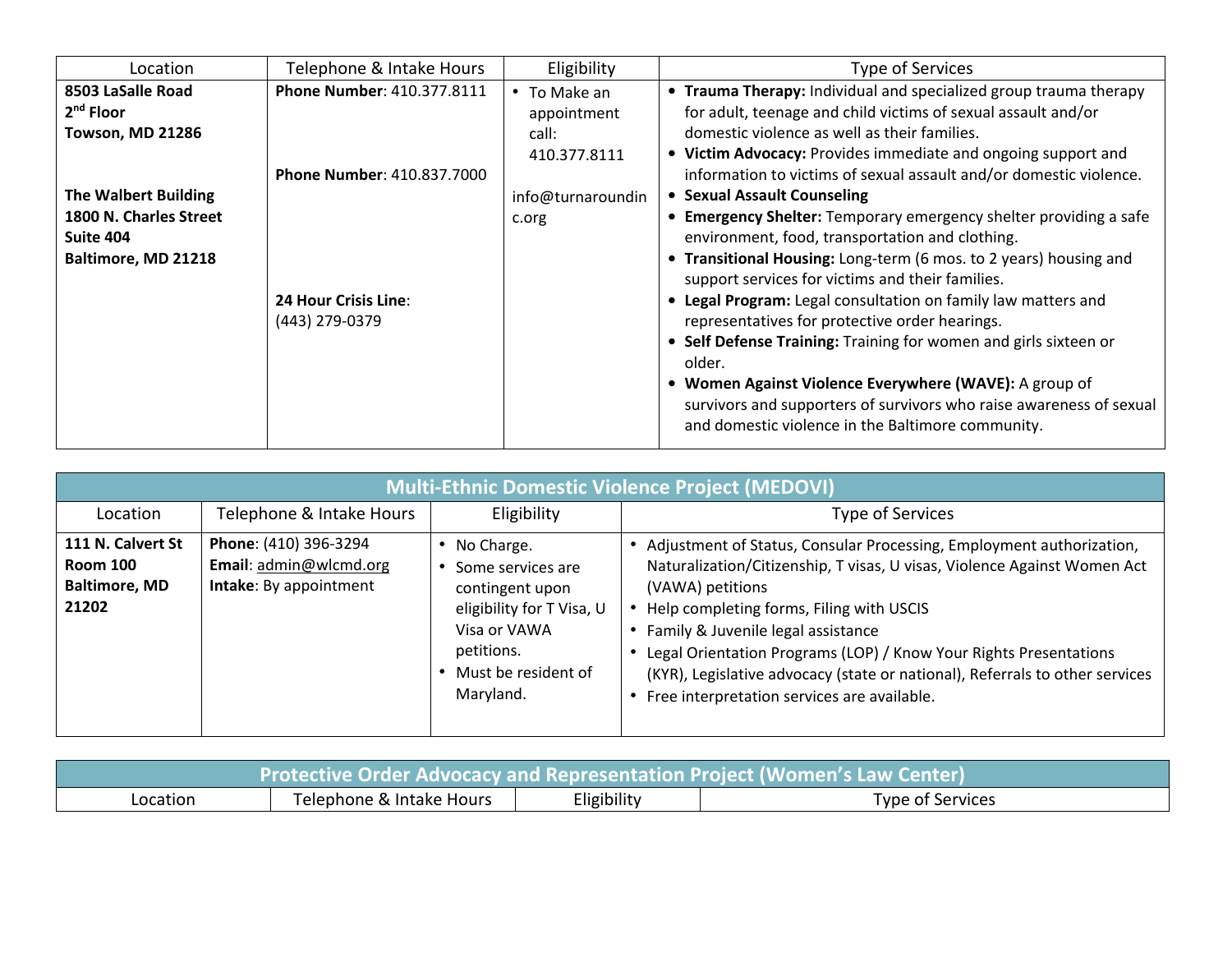| Location | Telephone & Intake Hours | Eligibility | Type of Services |
|---|---|---|---|
| **8503 LaSalle Road**<br>**2nd Floor**<br>**Towson, MD 21286**<br><br>**The Walbert Building**<br>**1800 N. Charles Street**<br>**Suite 404**<br>**Baltimore, MD 21218** | **Phone Number**: 410.377.8111<br><br>**Phone Number**: 410.837.7000<br><br>**24 Hour Crisis Line**:<br>(443) 279-0379 | • To Make an appointment call: 410.377.8111<br><br>info@turnaroundinc.org | • **Trauma Therapy:** Individual and specialized group trauma therapy for adult, teenage and child victims of sexual assault and/or domestic violence as well as their families.<br>• **Victim Advocacy:** Provides immediate and ongoing support and information to victims of sexual assault and/or domestic violence.<br>• **Sexual Assault Counseling**<br>• **Emergency Shelter:** Temporary emergency shelter providing a safe environment, food, transportation and clothing.<br>• **Transitional Housing:** Long-term (6 mos. to 2 years) housing and support services for victims and their families.<br>• **Legal Program:** Legal consultation on family law matters and representatives for protective order hearings.<br>• **Self Defense Training:** Training for women and girls sixteen or older.<br>• **Women Against Violence Everywhere (WAVE):** A group of survivors and supporters of survivors who raise awareness of sexual and domestic violence in the Baltimore community. |

## Multi-Ethnic Domestic Violence Project (MEDOVI)

| Location | Telephone & Intake Hours | Eligibility | Type of Services |
|---|---|---|---|
| **111 N. Calvert St**<br>**Room 100**<br>**Baltimore, MD 21202** | **Phone**: (410) 396-3294<br>**Email**: admin@wlcmd.org<br>**Intake**: By appointment | • No Charge.<br>• Some services are contingent upon eligibility for T Visa, U Visa or VAWA petitions.<br>• Must be resident of Maryland. | • Adjustment of Status, Consular Processing, Employment authorization, Naturalization/Citizenship, T visas, U visas, Violence Against Women Act (VAWA) petitions<br>• Help completing forms, Filing with USCIS<br>• Family & Juvenile legal assistance<br>• Legal Orientation Programs (LOP) / Know Your Rights Presentations (KYR), Legislative advocacy (state or national), Referrals to other services<br>• Free interpretation services are available. |

## Protective Order Advocacy and Representation Project (Women's Law Center)

| Location | Telephone & Intake Hours | Eligibility | Type of Services |
|---|---|---|---|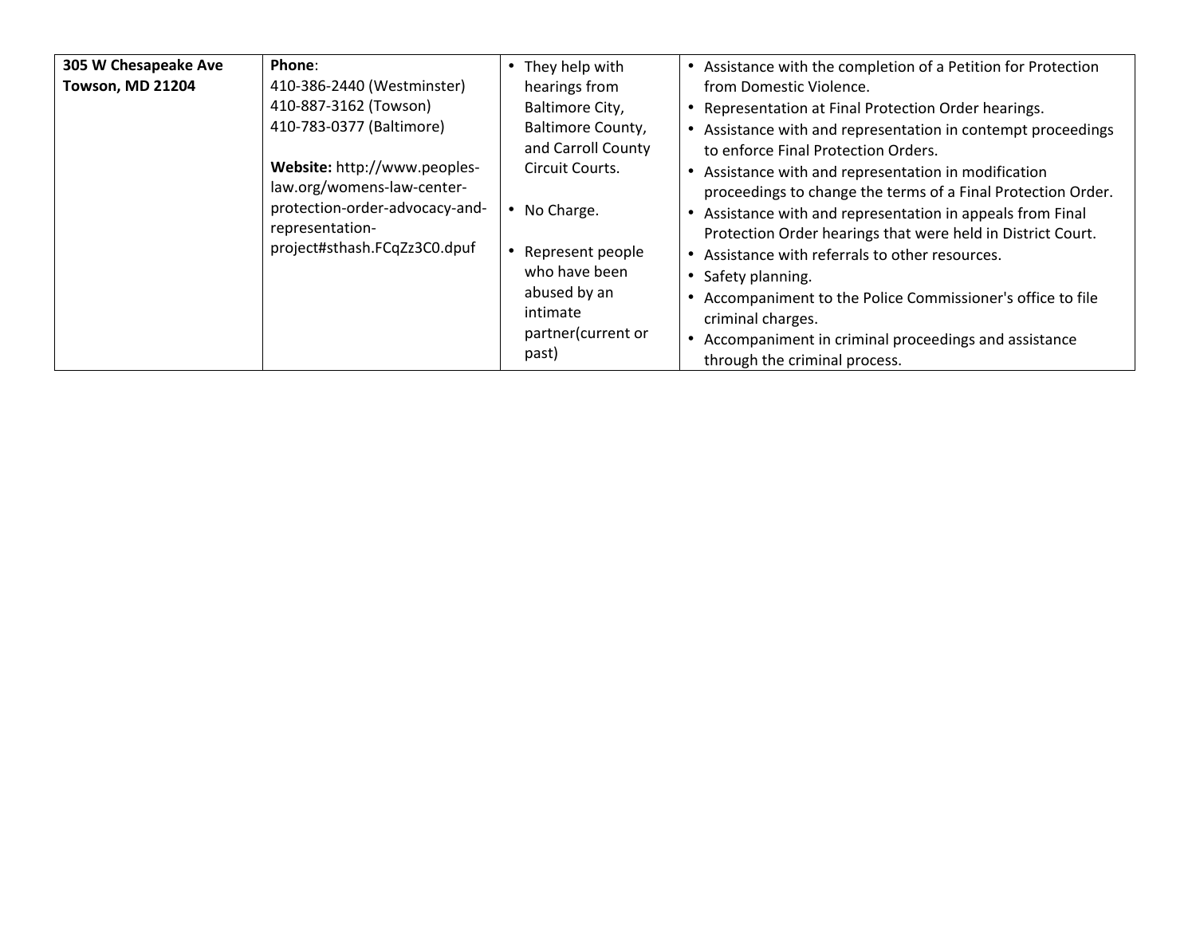| | | | |
|---|---|---|---|
| **305 W Chesapeake Ave Towson, MD 21204** | **Phone**:<br>410-386-2440 (Westminster)<br>410-887-3162 (Towson)<br>410-783-0377 (Baltimore)<br><br>**Website:** http://www.peoples-law.org/womens-law-center-protection-order-advocacy-and-representation-project#sthash.FCqZz3C0.dpuf | • They help with hearings from Baltimore City, Baltimore County, and Carroll County Circuit Courts.<br><br>• No Charge.<br><br>• Represent people who have been abused by an intimate partner(current or past) | • Assistance with the completion of a Petition for Protection from Domestic Violence.<br>• Representation at Final Protection Order hearings.<br>• Assistance with and representation in contempt proceedings to enforce Final Protection Orders.<br>• Assistance with and representation in modification proceedings to change the terms of a Final Protection Order.<br>• Assistance with and representation in appeals from Final Protection Order hearings that were held in District Court.<br>• Assistance with referrals to other resources.<br>• Safety planning.<br>• Accompaniment to the Police Commissioner's office to file criminal charges.<br>• Accompaniment in criminal proceedings and assistance through the criminal process. |